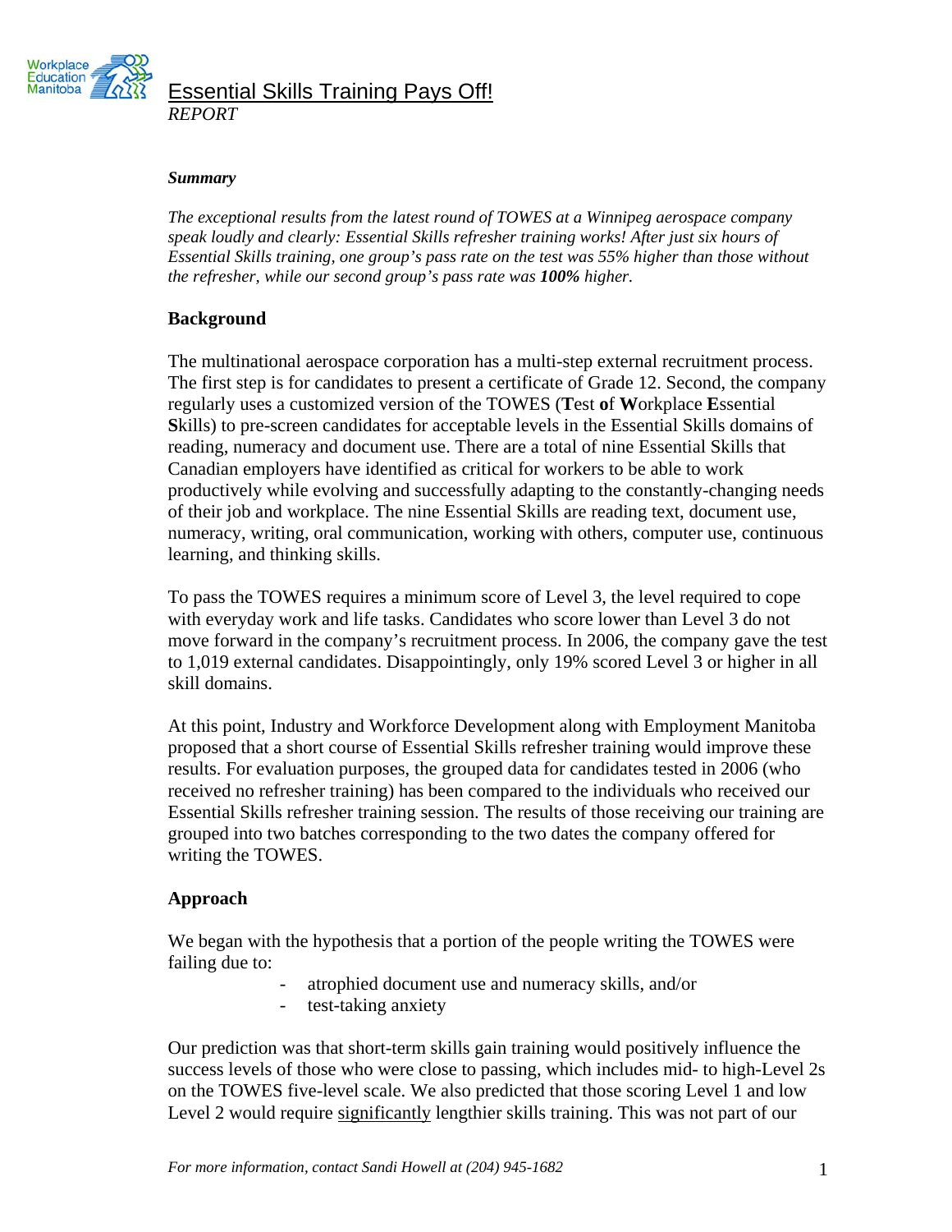# Essential Skills Training Pays Off!

*REPORT*

***Summary***

*The exceptional results from the latest round of TOWES at a Winnipeg aerospace company speak loudly and clearly: Essential Skills refresher training works! After just six hours of Essential Skills training, one group's pass rate on the test was 55% higher than those without the refresher, while our second group's pass rate was* ***100%*** *higher.*

## Background

The multinational aerospace corporation has a multi-step external recruitment process. The first step is for candidates to present a certificate of Grade 12. Second, the company regularly uses a customized version of the TOWES (**T**est **o**f **W**orkplace **E**ssential **S**kills) to pre-screen candidates for acceptable levels in the Essential Skills domains of reading, numeracy and document use. There are a total of nine Essential Skills that Canadian employers have identified as critical for workers to be able to work productively while evolving and successfully adapting to the constantly-changing needs of their job and workplace. The nine Essential Skills are reading text, document use, numeracy, writing, oral communication, working with others, computer use, continuous learning, and thinking skills.

To pass the TOWES requires a minimum score of Level 3, the level required to cope with everyday work and life tasks. Candidates who score lower than Level 3 do not move forward in the company's recruitment process. In 2006, the company gave the test to 1,019 external candidates. Disappointingly, only 19% scored Level 3 or higher in all skill domains.

At this point, Industry and Workforce Development along with Employment Manitoba proposed that a short course of Essential Skills refresher training would improve these results. For evaluation purposes, the grouped data for candidates tested in 2006 (who received no refresher training) has been compared to the individuals who received our Essential Skills refresher training session. The results of those receiving our training are grouped into two batches corresponding to the two dates the company offered for writing the TOWES.

## Approach

We began with the hypothesis that a portion of the people writing the TOWES were failing due to:

- atrophied document use and numeracy skills, and/or
- test-taking anxiety

Our prediction was that short-term skills gain training would positively influence the success levels of those who were close to passing, which includes mid- to high-Level 2s on the TOWES five-level scale. We also predicted that those scoring Level 1 and low Level 2 would require significantly lengthier skills training. This was not part of our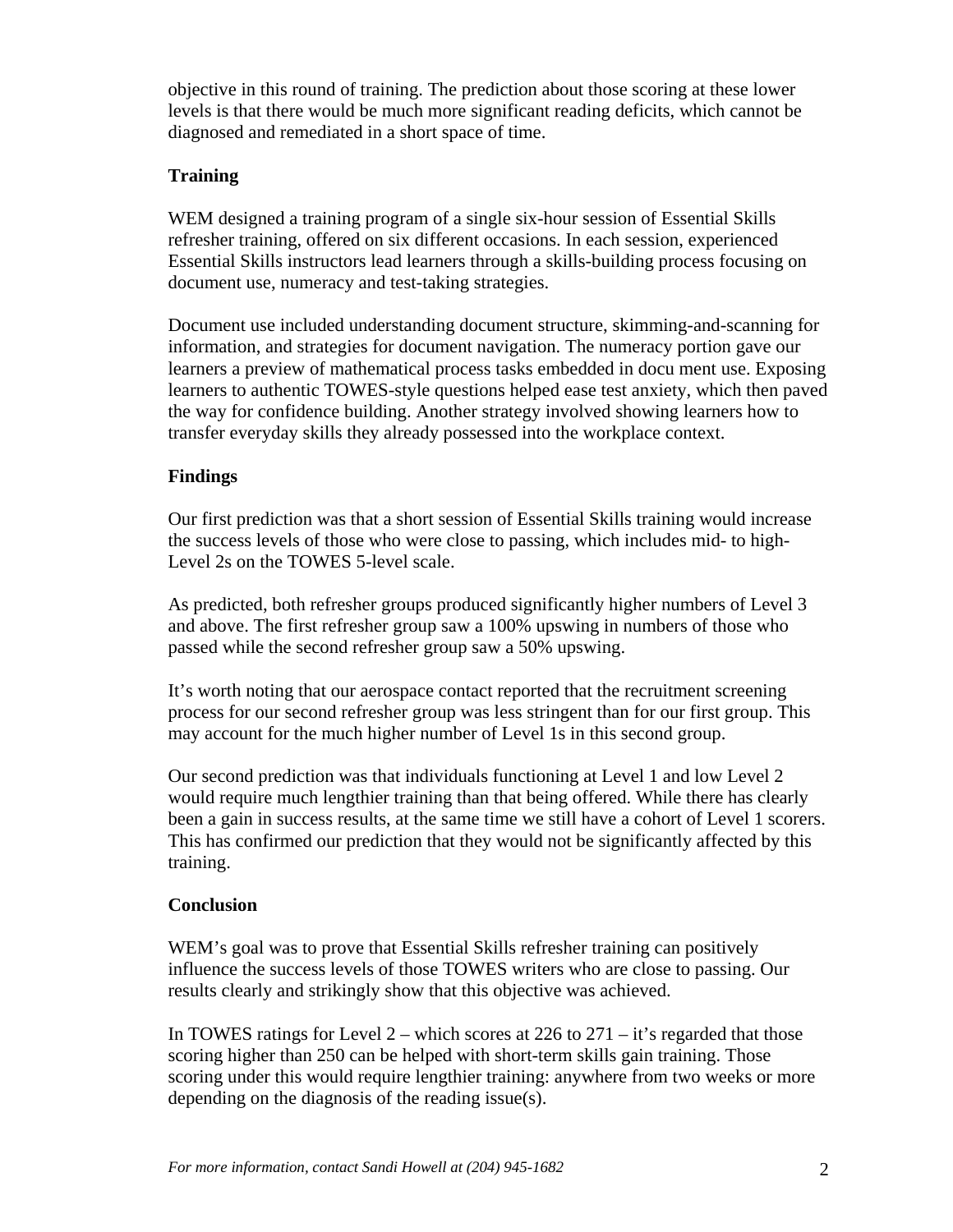objective in this round of training. The prediction about those scoring at these lower levels is that there would be much more significant reading deficits, which cannot be diagnosed and remediated in a short space of time.

### Training

WEM designed a training program of a single six-hour session of Essential Skills refresher training, offered on six different occasions. In each session, experienced Essential Skills instructors lead learners through a skills-building process focusing on document use, numeracy and test-taking strategies.

Document use included understanding document structure, skimming-and-scanning for information, and strategies for document navigation. The numeracy portion gave our learners a preview of mathematical process tasks embedded in docu ment use. Exposing learners to authentic TOWES-style questions helped ease test anxiety, which then paved the way for confidence building. Another strategy involved showing learners how to transfer everyday skills they already possessed into the workplace context.

### Findings

Our first prediction was that a short session of Essential Skills training would increase the success levels of those who were close to passing, which includes mid- to high-Level 2s on the TOWES 5-level scale.

As predicted, both refresher groups produced significantly higher numbers of Level 3 and above. The first refresher group saw a 100% upswing in numbers of those who passed while the second refresher group saw a 50% upswing.

It's worth noting that our aerospace contact reported that the recruitment screening process for our second refresher group was less stringent than for our first group. This may account for the much higher number of Level 1s in this second group.

Our second prediction was that individuals functioning at Level 1 and low Level 2 would require much lengthier training than that being offered. While there has clearly been a gain in success results, at the same time we still have a cohort of Level 1 scorers. This has confirmed our prediction that they would not be significantly affected by this training.

### Conclusion

WEM's goal was to prove that Essential Skills refresher training can positively influence the success levels of those TOWES writers who are close to passing. Our results clearly and strikingly show that this objective was achieved.

In TOWES ratings for Level 2 – which scores at 226 to 271 – it's regarded that those scoring higher than 250 can be helped with short-term skills gain training. Those scoring under this would require lengthier training: anywhere from two weeks or more depending on the diagnosis of the reading issue(s).

*For more information, contact Sandi Howell at (204) 945-1682*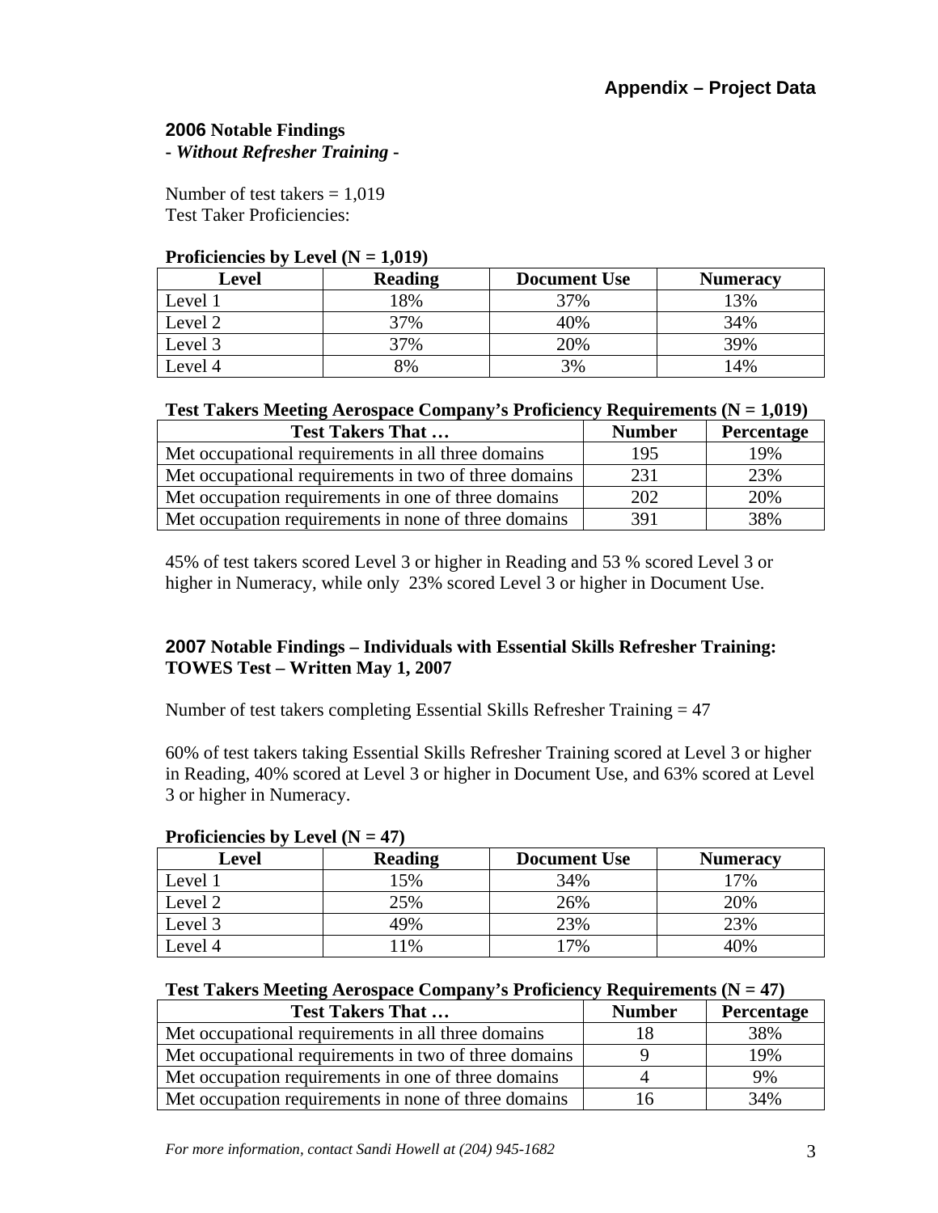## Appendix – Project Data

### 2006 Notable Findings

***- Without Refresher Training -***

Number of test takers = 1,019
Test Taker Proficiencies:

**Proficiencies by Level (N = 1,019)**

| Level | Reading | Document Use | Numeracy |
|---|---|---|---|
| Level 1 | 18% | 37% | 13% |
| Level 2 | 37% | 40% | 34% |
| Level 3 | 37% | 20% | 39% |
| Level 4 | 8% | 3% | 14% |

**Test Takers Meeting Aerospace Company's Proficiency Requirements (N = 1,019)**

| Test Takers That … | Number | Percentage |
|---|---|---|
| Met occupational requirements in all three domains | 195 | 19% |
| Met occupational requirements in two of three domains | 231 | 23% |
| Met occupation requirements in one of three domains | 202 | 20% |
| Met occupation requirements in none of three domains | 391 | 38% |

45% of test takers scored Level 3 or higher in Reading and 53 % scored Level 3 or higher in Numeracy, while only 23% scored Level 3 or higher in Document Use.

### 2007 Notable Findings – Individuals with Essential Skills Refresher Training: TOWES Test – Written May 1, 2007

Number of test takers completing Essential Skills Refresher Training = 47

60% of test takers taking Essential Skills Refresher Training scored at Level 3 or higher in Reading, 40% scored at Level 3 or higher in Document Use, and 63% scored at Level 3 or higher in Numeracy.

**Proficiencies by Level (N = 47)**

| Level | Reading | Document Use | Numeracy |
|---|---|---|---|
| Level 1 | 15% | 34% | 17% |
| Level 2 | 25% | 26% | 20% |
| Level 3 | 49% | 23% | 23% |
| Level 4 | 11% | 17% | 40% |

**Test Takers Meeting Aerospace Company's Proficiency Requirements (N = 47)**

| Test Takers That … | Number | Percentage |
|---|---|---|
| Met occupational requirements in all three domains | 18 | 38% |
| Met occupational requirements in two of three domains | 9 | 19% |
| Met occupation requirements in one of three domains | 4 | 9% |
| Met occupation requirements in none of three domains | 16 | 34% |

*For more information, contact Sandi Howell at (204) 945-1682*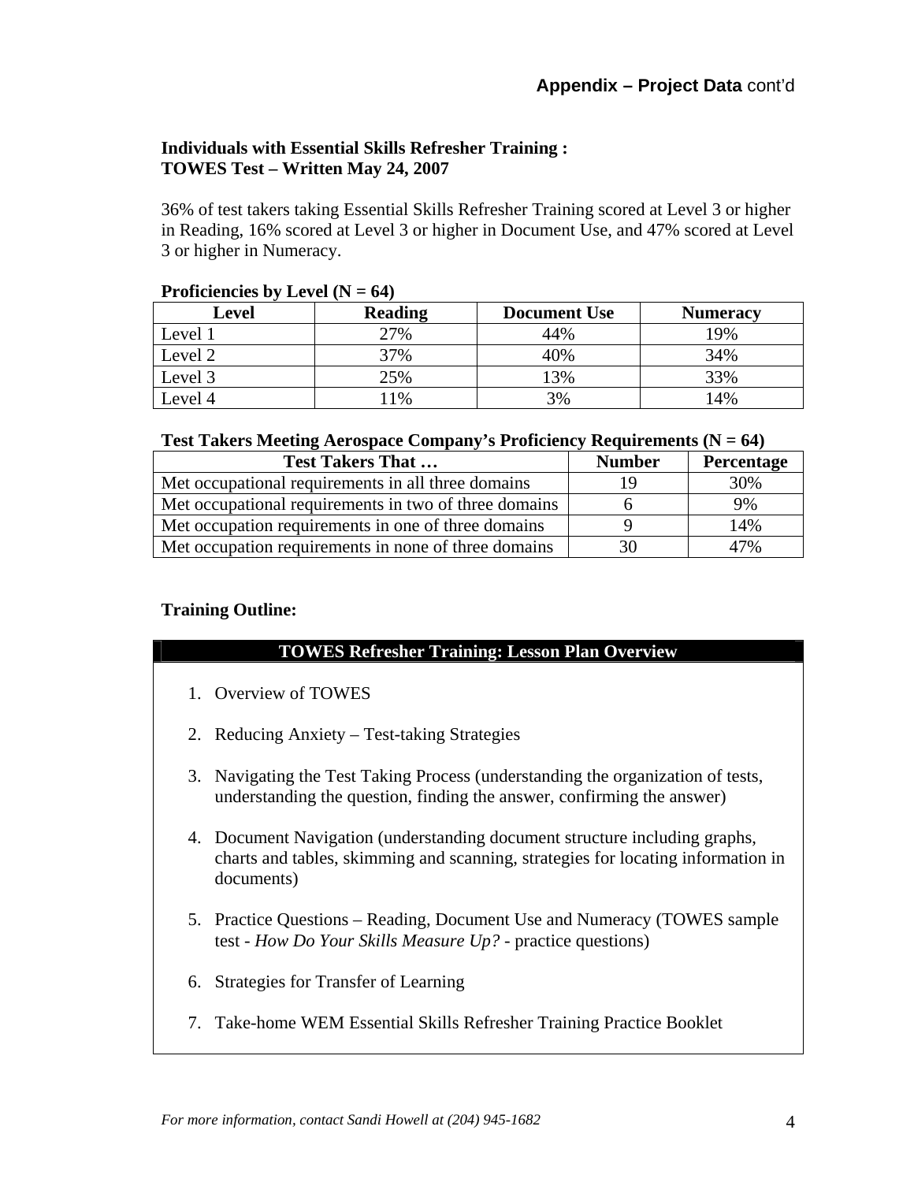## Appendix – Project Data cont'd

**Individuals with Essential Skills Refresher Training :**
**TOWES Test – Written May 24, 2007**

36% of test takers taking Essential Skills Refresher Training scored at Level 3 or higher in Reading, 16% scored at Level 3 or higher in Document Use, and 47% scored at Level 3 or higher in Numeracy.

**Proficiencies by Level (N = 64)**

| Level | Reading | Document Use | Numeracy |
|---|---|---|---|
| Level 1 | 27% | 44% | 19% |
| Level 2 | 37% | 40% | 34% |
| Level 3 | 25% | 13% | 33% |
| Level 4 | 11% | 3% | 14% |

**Test Takers Meeting Aerospace Company's Proficiency Requirements (N = 64)**

| Test Takers That … | Number | Percentage |
|---|---|---|
| Met occupational requirements in all three domains | 19 | 30% |
| Met occupational requirements in two of three domains | 6 | 9% |
| Met occupation requirements in one of three domains | 9 | 14% |
| Met occupation requirements in none of three domains | 30 | 47% |

**Training Outline:**

**TOWES Refresher Training: Lesson Plan Overview**

1. Overview of TOWES
2. Reducing Anxiety – Test-taking Strategies
3. Navigating the Test Taking Process (understanding the organization of tests, understanding the question, finding the answer, confirming the answer)
4. Document Navigation (understanding document structure including graphs, charts and tables, skimming and scanning, strategies for locating information in documents)
5. Practice Questions – Reading, Document Use and Numeracy (TOWES sample test - *How Do Your Skills Measure Up?* - practice questions)
6. Strategies for Transfer of Learning
7. Take-home WEM Essential Skills Refresher Training Practice Booklet

*For more information, contact Sandi Howell at (204) 945-1682*